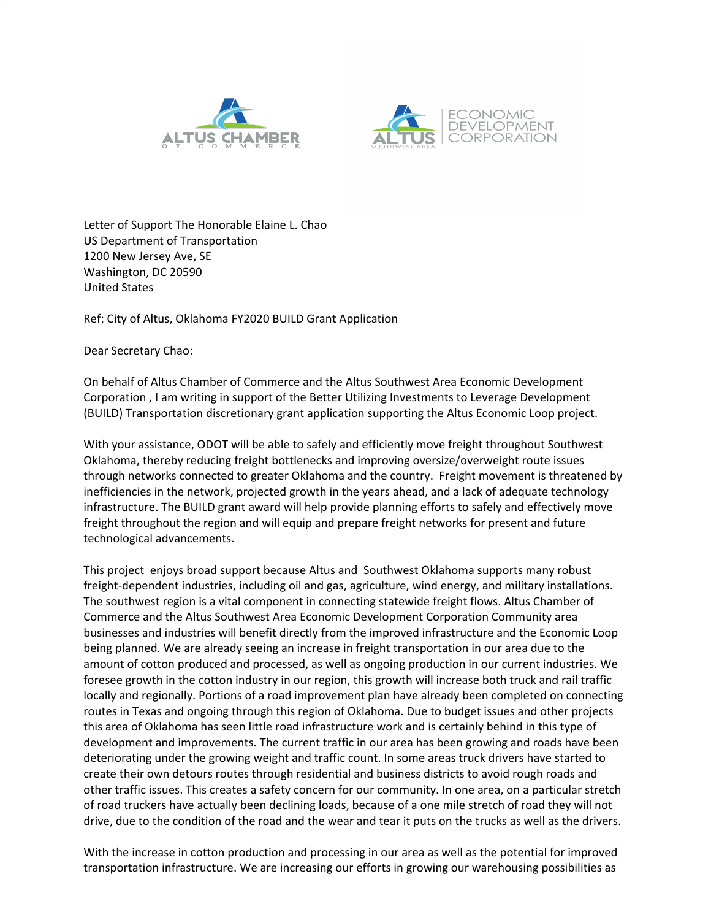ALTUS CHAMBER OF COMMERCE

ALTUS SOUTHWEST AREA ECONOMIC DEVELOPMENT CORPORATION

Letter of Support The Honorable Elaine L. Chao
US Department of Transportation
1200 New Jersey Ave, SE
Washington, DC 20590
United States

Ref: City of Altus, Oklahoma FY2020 BUILD Grant Application

Dear Secretary Chao:

On behalf of Altus Chamber of Commerce and the Altus Southwest Area Economic Development Corporation , I am writing in support of the Better Utilizing Investments to Leverage Development (BUILD) Transportation discretionary grant application supporting the Altus Economic Loop project.

With your assistance, ODOT will be able to safely and efficiently move freight throughout Southwest Oklahoma, thereby reducing freight bottlenecks and improving oversize/overweight route issues through networks connected to greater Oklahoma and the country. Freight movement is threatened by inefficiencies in the network, projected growth in the years ahead, and a lack of adequate technology infrastructure. The BUILD grant award will help provide planning efforts to safely and effectively move freight throughout the region and will equip and prepare freight networks for present and future technological advancements.

This project enjoys broad support because Altus and Southwest Oklahoma supports many robust freight-dependent industries, including oil and gas, agriculture, wind energy, and military installations. The southwest region is a vital component in connecting statewide freight flows. Altus Chamber of Commerce and the Altus Southwest Area Economic Development Corporation Community area businesses and industries will benefit directly from the improved infrastructure and the Economic Loop being planned. We are already seeing an increase in freight transportation in our area due to the amount of cotton produced and processed, as well as ongoing production in our current industries. We foresee growth in the cotton industry in our region, this growth will increase both truck and rail traffic locally and regionally. Portions of a road improvement plan have already been completed on connecting routes in Texas and ongoing through this region of Oklahoma. Due to budget issues and other projects this area of Oklahoma has seen little road infrastructure work and is certainly behind in this type of development and improvements. The current traffic in our area has been growing and roads have been deteriorating under the growing weight and traffic count. In some areas truck drivers have started to create their own detours routes through residential and business districts to avoid rough roads and other traffic issues. This creates a safety concern for our community. In one area, on a particular stretch of road truckers have actually been declining loads, because of a one mile stretch of road they will not drive, due to the condition of the road and the wear and tear it puts on the trucks as well as the drivers.

With the increase in cotton production and processing in our area as well as the potential for improved transportation infrastructure. We are increasing our efforts in growing our warehousing possibilities as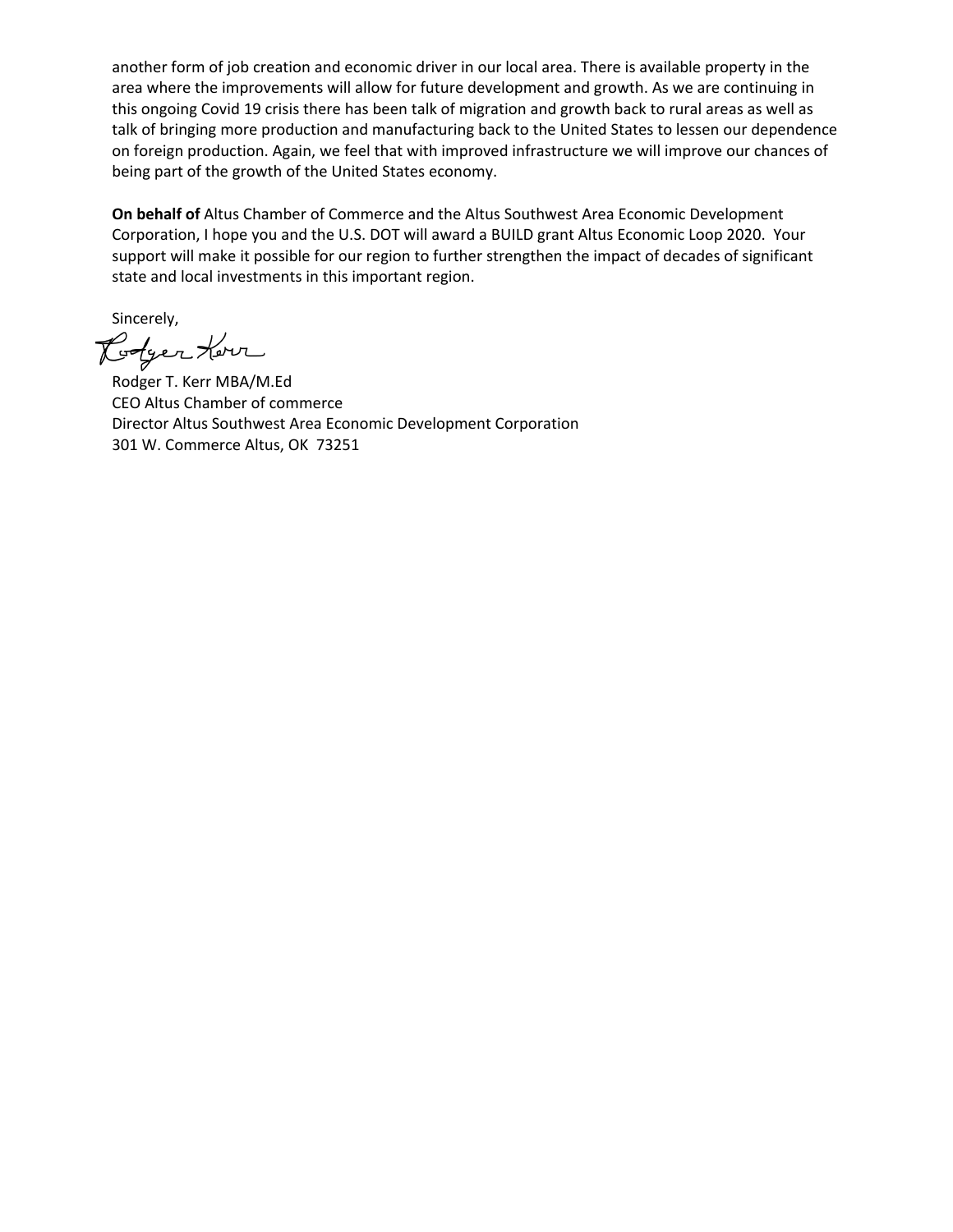another form of job creation and economic driver in our local area. There is available property in the area where the improvements will allow for future development and growth. As we are continuing in this ongoing Covid 19 crisis there has been talk of migration and growth back to rural areas as well as talk of bringing more production and manufacturing back to the United States to lessen our dependence on foreign production. Again, we feel that with improved infrastructure we will improve our chances of being part of the growth of the United States economy.

**On behalf of** Altus Chamber of Commerce and the Altus Southwest Area Economic Development Corporation, I hope you and the U.S. DOT will award a BUILD grant Altus Economic Loop 2020. Your support will make it possible for our region to further strengthen the impact of decades of significant state and local investments in this important region.

Sincerely,

Rodger T. Kerr MBA/M.Ed
CEO Altus Chamber of commerce
Director Altus Southwest Area Economic Development Corporation
301 W. Commerce Altus, OK 73251